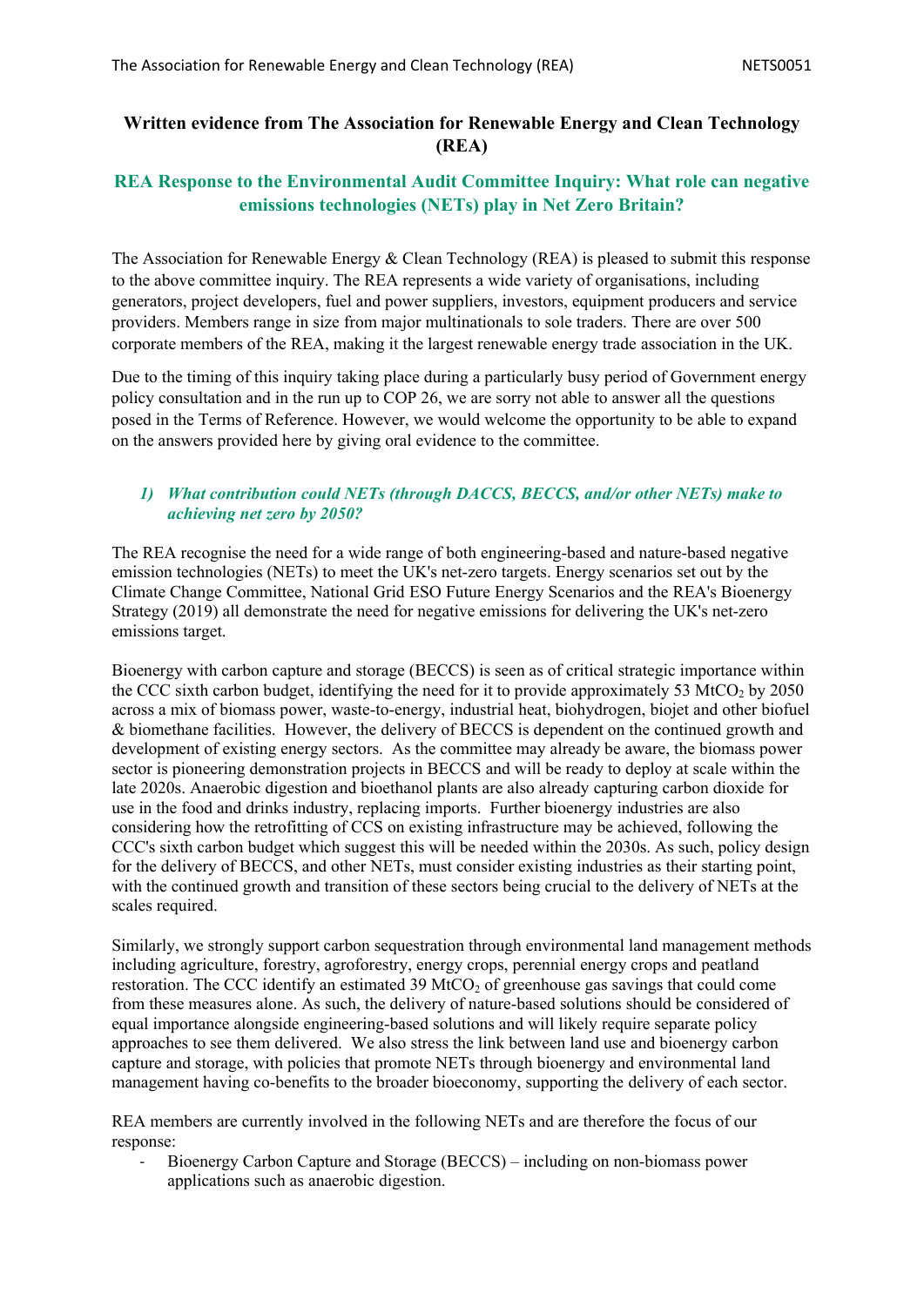# Written evidence from The Association for Renewable Energy and Clean Technology (REA)

## REA Response to the Environmental Audit Committee Inquiry: What role can negative emissions technologies (NETs) play in Net Zero Britain?

The Association for Renewable Energy & Clean Technology (REA) is pleased to submit this response to the above committee inquiry. The REA represents a wide variety of organisations, including generators, project developers, fuel and power suppliers, investors, equipment producers and service providers. Members range in size from major multinationals to sole traders. There are over 500 corporate members of the REA, making it the largest renewable energy trade association in the UK.

Due to the timing of this inquiry taking place during a particularly busy period of Government energy policy consultation and in the run up to COP 26, we are sorry not able to answer all the questions posed in the Terms of Reference. However, we would welcome the opportunity to be able to expand on the answers provided here by giving oral evidence to the committee.

### *1) What contribution could NETs (through DACCS, BECCS, and/or other NETs) make to achieving net zero by 2050?*

The REA recognise the need for a wide range of both engineering-based and nature-based negative emission technologies (NETs) to meet the UK's net-zero targets. Energy scenarios set out by the Climate Change Committee, National Grid ESO Future Energy Scenarios and the REA's Bioenergy Strategy (2019) all demonstrate the need for negative emissions for delivering the UK's net-zero emissions target.

Bioenergy with carbon capture and storage (BECCS) is seen as of critical strategic importance within the CCC sixth carbon budget, identifying the need for it to provide approximately 53 Mt$CO_2$ by 2050 across a mix of biomass power, waste-to-energy, industrial heat, biohydrogen, biojet and other biofuel & biomethane facilities. However, the delivery of BECCS is dependent on the continued growth and development of existing energy sectors. As the committee may already be aware, the biomass power sector is pioneering demonstration projects in BECCS and will be ready to deploy at scale within the late 2020s. Anaerobic digestion and bioethanol plants are also already capturing carbon dioxide for use in the food and drinks industry, replacing imports. Further bioenergy industries are also considering how the retrofitting of CCS on existing infrastructure may be achieved, following the CCC's sixth carbon budget which suggest this will be needed within the 2030s. As such, policy design for the delivery of BECCS, and other NETs, must consider existing industries as their starting point, with the continued growth and transition of these sectors being crucial to the delivery of NETs at the scales required.

Similarly, we strongly support carbon sequestration through environmental land management methods including agriculture, forestry, agroforestry, energy crops, perennial energy crops and peatland restoration. The CCC identify an estimated 39 Mt$CO_2$ of greenhouse gas savings that could come from these measures alone. As such, the delivery of nature-based solutions should be considered of equal importance alongside engineering-based solutions and will likely require separate policy approaches to see them delivered. We also stress the link between land use and bioenergy carbon capture and storage, with policies that promote NETs through bioenergy and environmental land management having co-benefits to the broader bioeconomy, supporting the delivery of each sector.

REA members are currently involved in the following NETs and are therefore the focus of our response:

- Bioenergy Carbon Capture and Storage (BECCS) – including on non-biomass power applications such as anaerobic digestion.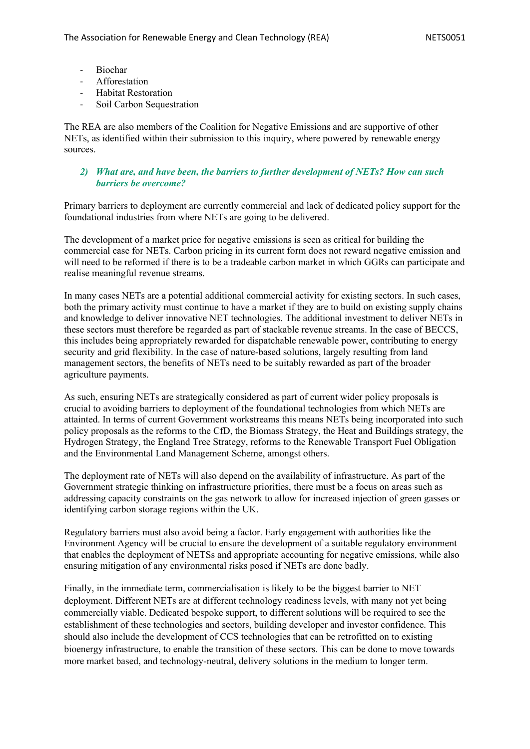- Biochar
- Afforestation
- Habitat Restoration
- Soil Carbon Sequestration

The REA are also members of the Coalition for Negative Emissions and are supportive of other NETs, as identified within their submission to this inquiry, where powered by renewable energy sources.

### *2) What are, and have been, the barriers to further development of NETs? How can such barriers be overcome?*

Primary barriers to deployment are currently commercial and lack of dedicated policy support for the foundational industries from where NETs are going to be delivered.

The development of a market price for negative emissions is seen as critical for building the commercial case for NETs. Carbon pricing in its current form does not reward negative emission and will need to be reformed if there is to be a tradeable carbon market in which GGRs can participate and realise meaningful revenue streams.

In many cases NETs are a potential additional commercial activity for existing sectors. In such cases, both the primary activity must continue to have a market if they are to build on existing supply chains and knowledge to deliver innovative NET technologies. The additional investment to deliver NETs in these sectors must therefore be regarded as part of stackable revenue streams. In the case of BECCS, this includes being appropriately rewarded for dispatchable renewable power, contributing to energy security and grid flexibility. In the case of nature-based solutions, largely resulting from land management sectors, the benefits of NETs need to be suitably rewarded as part of the broader agriculture payments.

As such, ensuring NETs are strategically considered as part of current wider policy proposals is crucial to avoiding barriers to deployment of the foundational technologies from which NETs are attainted. In terms of current Government workstreams this means NETs being incorporated into such policy proposals as the reforms to the CfD, the Biomass Strategy, the Heat and Buildings strategy, the Hydrogen Strategy, the England Tree Strategy, reforms to the Renewable Transport Fuel Obligation and the Environmental Land Management Scheme, amongst others.

The deployment rate of NETs will also depend on the availability of infrastructure. As part of the Government strategic thinking on infrastructure priorities, there must be a focus on areas such as addressing capacity constraints on the gas network to allow for increased injection of green gasses or identifying carbon storage regions within the UK.

Regulatory barriers must also avoid being a factor. Early engagement with authorities like the Environment Agency will be crucial to ensure the development of a suitable regulatory environment that enables the deployment of NETSs and appropriate accounting for negative emissions, while also ensuring mitigation of any environmental risks posed if NETs are done badly.

Finally, in the immediate term, commercialisation is likely to be the biggest barrier to NET deployment. Different NETs are at different technology readiness levels, with many not yet being commercially viable. Dedicated bespoke support, to different solutions will be required to see the establishment of these technologies and sectors, building developer and investor confidence. This should also include the development of CCS technologies that can be retrofitted on to existing bioenergy infrastructure, to enable the transition of these sectors. This can be done to move towards more market based, and technology-neutral, delivery solutions in the medium to longer term.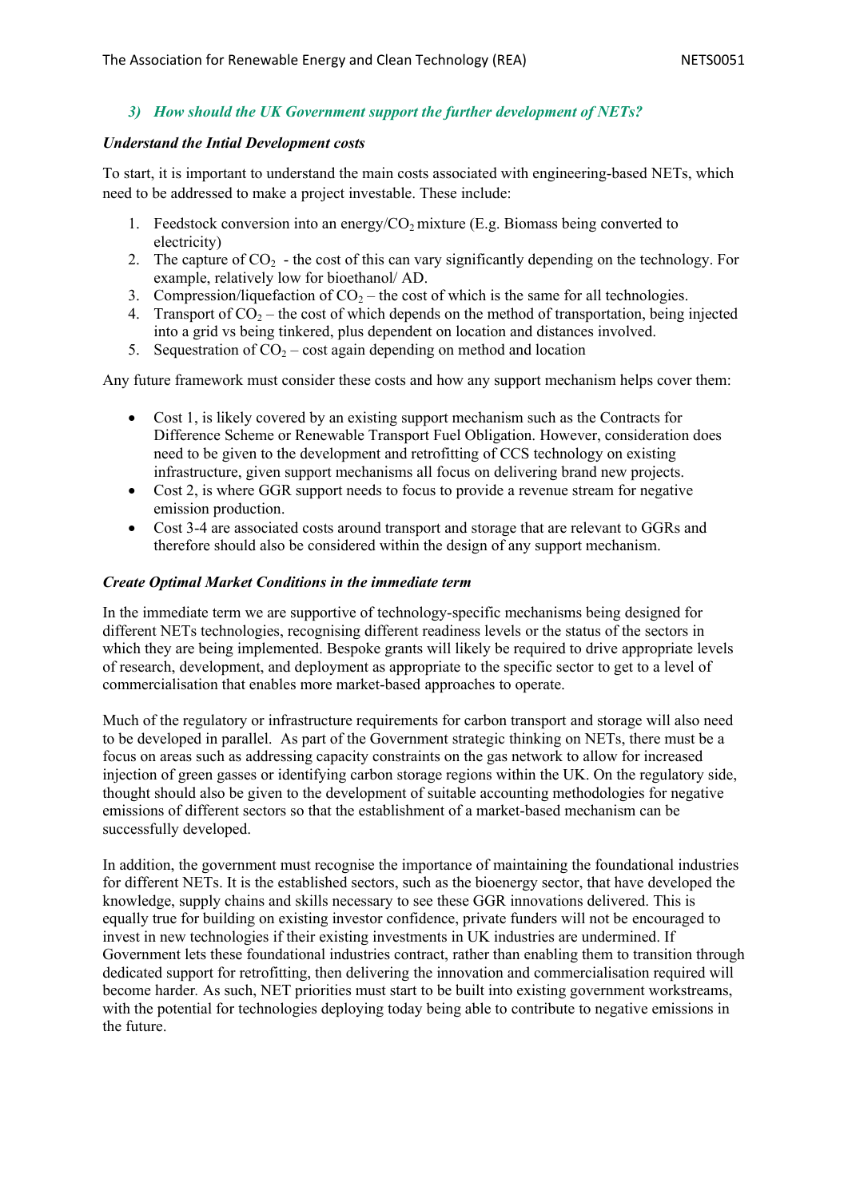### *3) How should the UK Government support the further development of NETs?*

***Understand the Intial Development costs***

To start, it is important to understand the main costs associated with engineering-based NETs, which need to be addressed to make a project investable. These include:

1. Feedstock conversion into an energy/$CO_2$ mixture (E.g. Biomass being converted to electricity)
2. The capture of $CO_2$ - the cost of this can vary significantly depending on the technology. For example, relatively low for bioethanol/ AD.
3. Compression/liquefaction of $CO_2$ – the cost of which is the same for all technologies.
4. Transport of $CO_2$ – the cost of which depends on the method of transportation, being injected into a grid vs being tinkered, plus dependent on location and distances involved.
5. Sequestration of $CO_2$ – cost again depending on method and location

Any future framework must consider these costs and how any support mechanism helps cover them:

- Cost 1, is likely covered by an existing support mechanism such as the Contracts for Difference Scheme or Renewable Transport Fuel Obligation. However, consideration does need to be given to the development and retrofitting of CCS technology on existing infrastructure, given support mechanisms all focus on delivering brand new projects.
- Cost 2, is where GGR support needs to focus to provide a revenue stream for negative emission production.
- Cost 3-4 are associated costs around transport and storage that are relevant to GGRs and therefore should also be considered within the design of any support mechanism.

***Create Optimal Market Conditions in the immediate term***

In the immediate term we are supportive of technology-specific mechanisms being designed for different NETs technologies, recognising different readiness levels or the status of the sectors in which they are being implemented. Bespoke grants will likely be required to drive appropriate levels of research, development, and deployment as appropriate to the specific sector to get to a level of commercialisation that enables more market-based approaches to operate.

Much of the regulatory or infrastructure requirements for carbon transport and storage will also need to be developed in parallel. As part of the Government strategic thinking on NETs, there must be a focus on areas such as addressing capacity constraints on the gas network to allow for increased injection of green gasses or identifying carbon storage regions within the UK. On the regulatory side, thought should also be given to the development of suitable accounting methodologies for negative emissions of different sectors so that the establishment of a market-based mechanism can be successfully developed.

In addition, the government must recognise the importance of maintaining the foundational industries for different NETs. It is the established sectors, such as the bioenergy sector, that have developed the knowledge, supply chains and skills necessary to see these GGR innovations delivered. This is equally true for building on existing investor confidence, private funders will not be encouraged to invest in new technologies if their existing investments in UK industries are undermined. If Government lets these foundational industries contract, rather than enabling them to transition through dedicated support for retrofitting, then delivering the innovation and commercialisation required will become harder. As such, NET priorities must start to be built into existing government workstreams, with the potential for technologies deploying today being able to contribute to negative emissions in the future.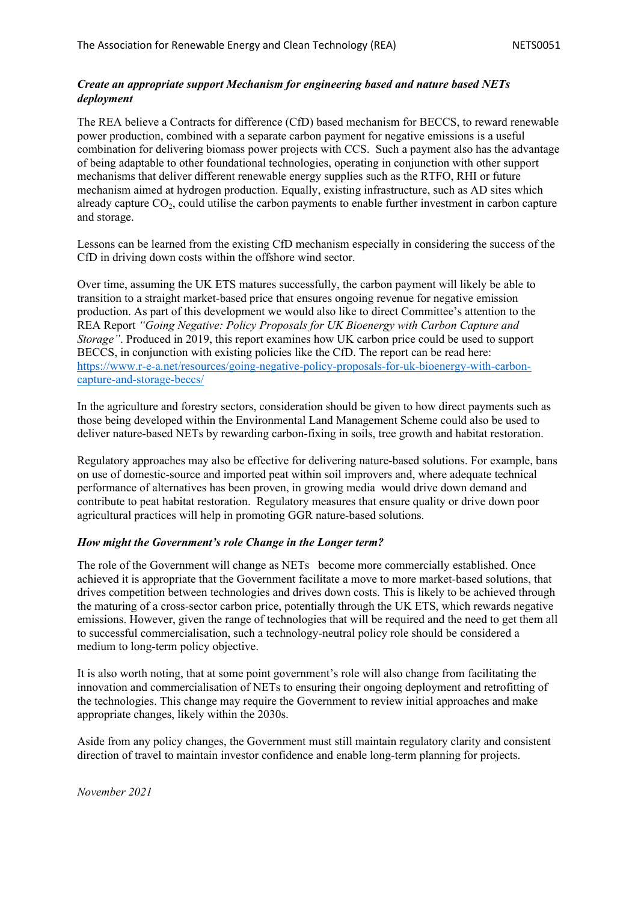***Create an appropriate support Mechanism for engineering based and nature based NETs deployment***

The REA believe a Contracts for difference (CfD) based mechanism for BECCS, to reward renewable power production, combined with a separate carbon payment for negative emissions is a useful combination for delivering biomass power projects with CCS. Such a payment also has the advantage of being adaptable to other foundational technologies, operating in conjunction with other support mechanisms that deliver different renewable energy supplies such as the RTFO, RHI or future mechanism aimed at hydrogen production. Equally, existing infrastructure, such as AD sites which already capture $CO_2$, could utilise the carbon payments to enable further investment in carbon capture and storage.

Lessons can be learned from the existing CfD mechanism especially in considering the success of the CfD in driving down costs within the offshore wind sector.

Over time, assuming the UK ETS matures successfully, the carbon payment will likely be able to transition to a straight market-based price that ensures ongoing revenue for negative emission production. As part of this development we would also like to direct Committee's attention to the REA Report *"Going Negative: Policy Proposals for UK Bioenergy with Carbon Capture and Storage"*. Produced in 2019, this report examines how UK carbon price could be used to support BECCS, in conjunction with existing policies like the CfD. The report can be read here: [https://www.r-e-a.net/resources/going-negative-policy-proposals-for-uk-bioenergy-with-carbon-capture-and-storage-beccs/](https://www.r-e-a.net/resources/going-negative-policy-proposals-for-uk-bioenergy-with-carbon-capture-and-storage-beccs/)

In the agriculture and forestry sectors, consideration should be given to how direct payments such as those being developed within the Environmental Land Management Scheme could also be used to deliver nature-based NETs by rewarding carbon-fixing in soils, tree growth and habitat restoration.

Regulatory approaches may also be effective for delivering nature-based solutions. For example, bans on use of domestic-source and imported peat within soil improvers and, where adequate technical performance of alternatives has been proven, in growing media would drive down demand and contribute to peat habitat restoration. Regulatory measures that ensure quality or drive down poor agricultural practices will help in promoting GGR nature-based solutions.

***How might the Government's role Change in the Longer term?***

The role of the Government will change as NETs become more commercially established. Once achieved it is appropriate that the Government facilitate a move to more market-based solutions, that drives competition between technologies and drives down costs. This is likely to be achieved through the maturing of a cross-sector carbon price, potentially through the UK ETS, which rewards negative emissions. However, given the range of technologies that will be required and the need to get them all to successful commercialisation, such a technology-neutral policy role should be considered a medium to long-term policy objective.

It is also worth noting, that at some point government's role will also change from facilitating the innovation and commercialisation of NETs to ensuring their ongoing deployment and retrofitting of the technologies. This change may require the Government to review initial approaches and make appropriate changes, likely within the 2030s.

Aside from any policy changes, the Government must still maintain regulatory clarity and consistent direction of travel to maintain investor confidence and enable long-term planning for projects.

*November 2021*